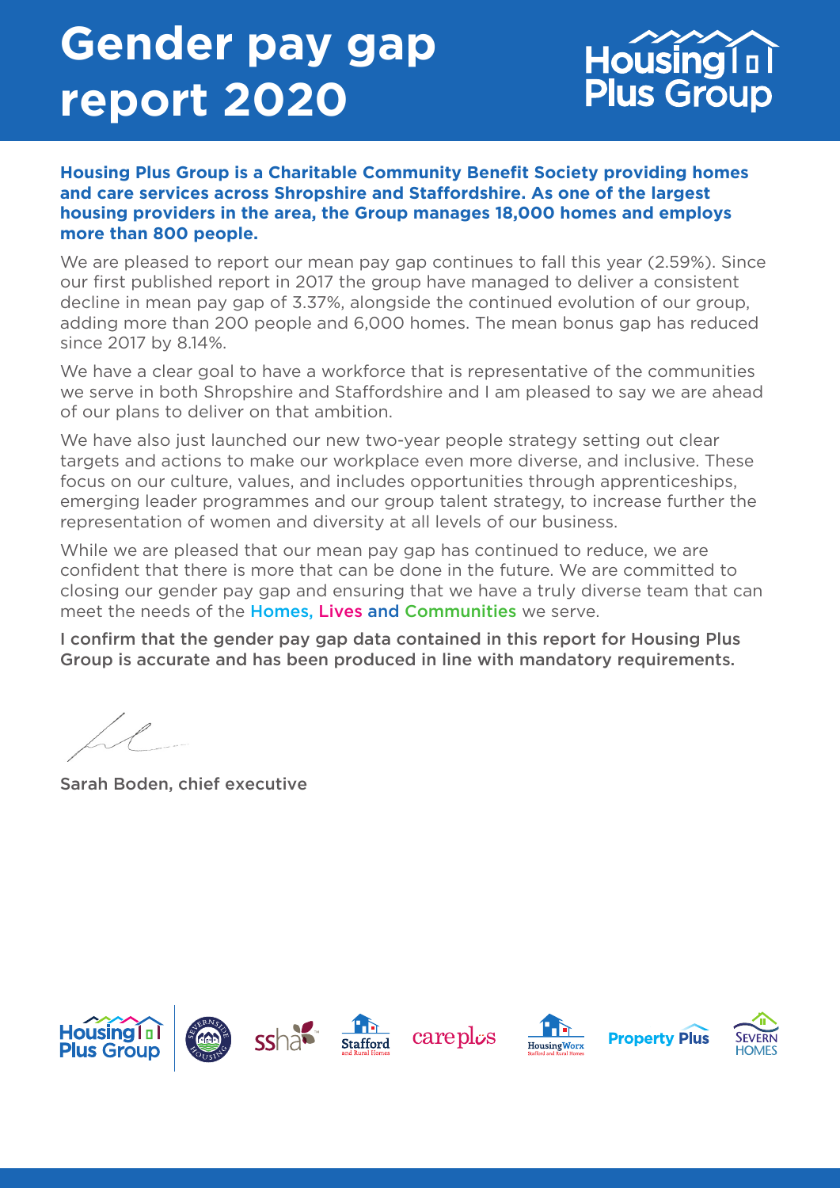# Gender pay gap report 2020

**Housing Plus Group is a Charitable Community Benefit Society providing homes and care services across Shropshire and Staffordshire. As one of the largest housing providers in the area, the Group manages 18,000 homes and employs more than 800 people.**

We are pleased to report our mean pay gap continues to fall this year (2.59%). Since our first published report in 2017 the group have managed to deliver a consistent decline in mean pay gap of 3.37%, alongside the continued evolution of our group, adding more than 200 people and 6,000 homes. The mean bonus gap has reduced since 2017 by 8.14%.

We have a clear goal to have a workforce that is representative of the communities we serve in both Shropshire and Staffordshire and I am pleased to say we are ahead of our plans to deliver on that ambition.

We have also just launched our new two-year people strategy setting out clear targets and actions to make our workplace even more diverse, and inclusive. These focus on our culture, values, and includes opportunities through apprenticeships, emerging leader programmes and our group talent strategy, to increase further the representation of women and diversity at all levels of our business.

While we are pleased that our mean pay gap has continued to reduce, we are confident that there is more that can be done in the future. We are committed to closing our gender pay gap and ensuring that we have a truly diverse team that can meet the needs of the Homes, Lives and Communities we serve.

I confirm that the gender pay gap data contained in this report for Housing Plus Group is accurate and has been produced in line with mandatory requirements.

Sarah Boden, chief executive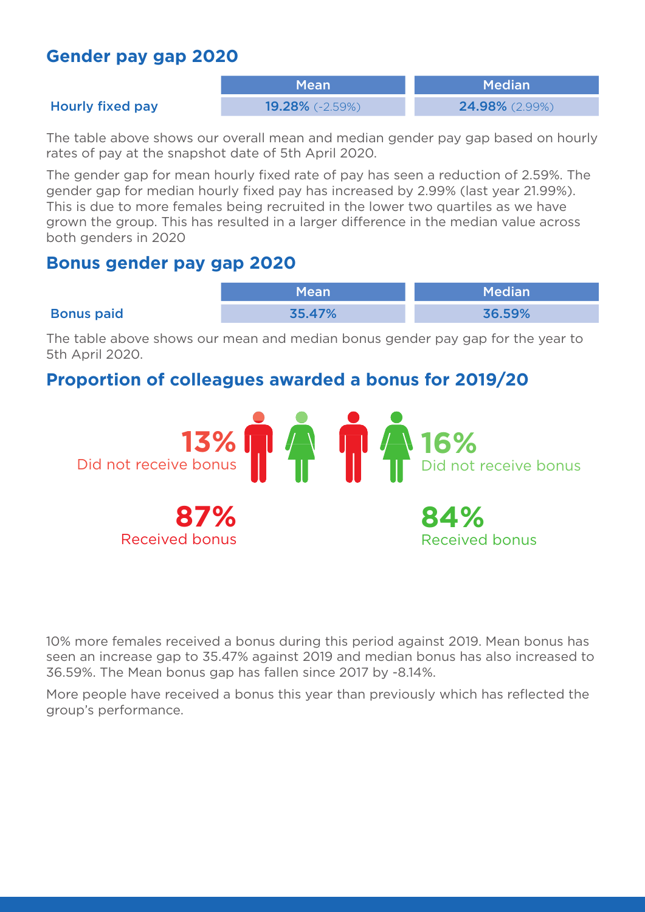## Gender pay gap 2020

| | Mean | Median |
|---|---|---|
| Hourly fixed pay | **19.28%** (-2.59%) | **24.98%** (2.99%) |

The table above shows our overall mean and median gender pay gap based on hourly rates of pay at the snapshot date of 5th April 2020.

The gender gap for mean hourly fixed rate of pay has seen a reduction of 2.59%. The gender gap for median hourly fixed pay has increased by 2.99% (last year 21.99%). This is due to more females being recruited in the lower two quartiles as we have grown the group. This has resulted in a larger difference in the median value across both genders in 2020

## Bonus gender pay gap 2020

| | Mean | Median |
|---|---|---|
| Bonus paid | 35.47% | 36.59% |

The table above shows our mean and median bonus gender pay gap for the year to 5th April 2020.

## Proportion of colleagues awarded a bonus for 2019/20

**13%**
Did not receive bonus

**87%**
Received bonus

**16%**
Did not receive bonus

**84%**
Received bonus

10% more females received a bonus during this period against 2019. Mean bonus has seen an increase gap to 35.47% against 2019 and median bonus has also increased to 36.59%. The Mean bonus gap has fallen since 2017 by -8.14%.

More people have received a bonus this year than previously which has reflected the group's performance.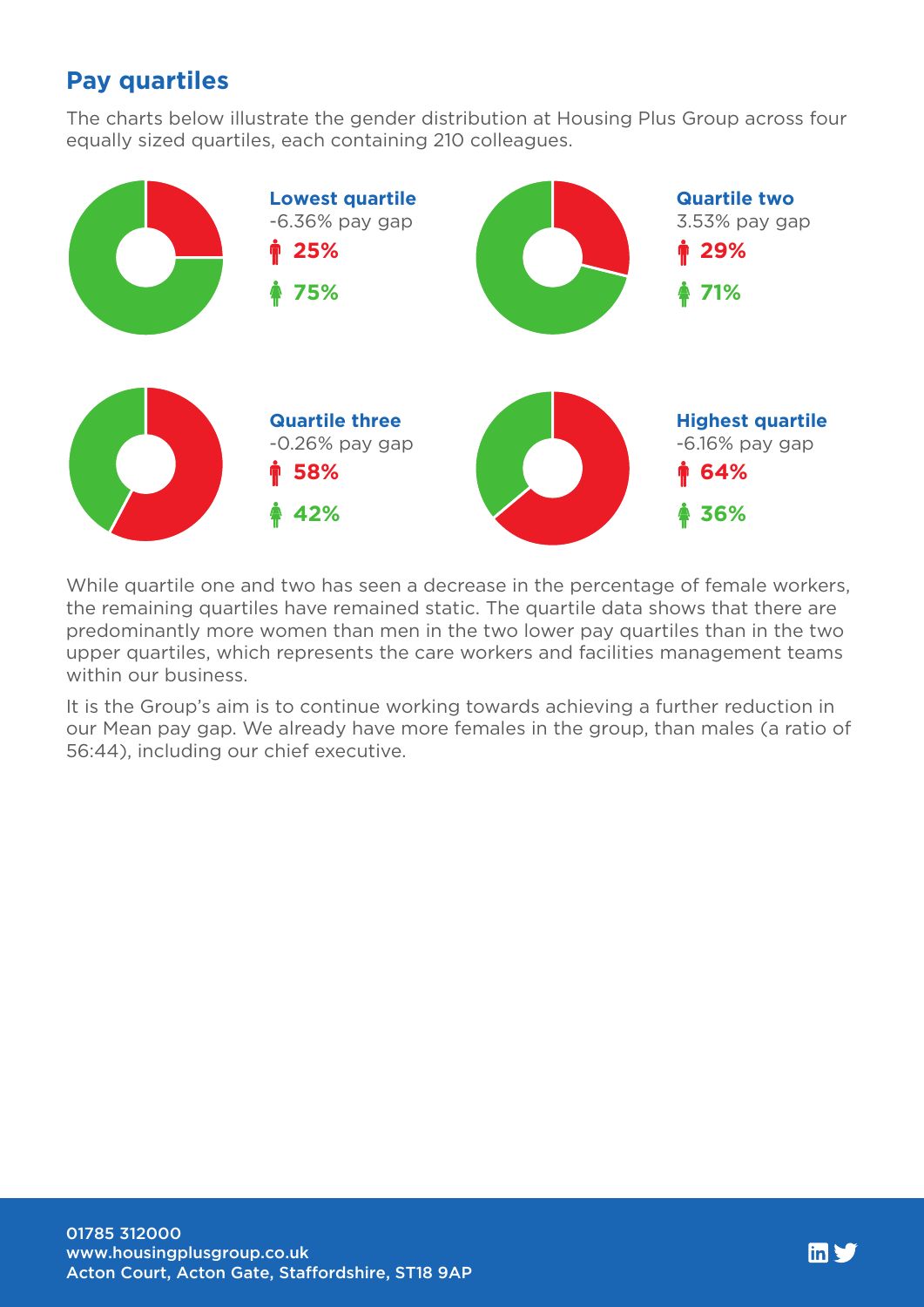## Pay quartiles

The charts below illustrate the gender distribution at Housing Plus Group across four equally sized quartiles, each containing 210 colleagues.

**Lowest quartile**
-6.36% pay gap
**25%**
**75%**

**Quartile two**
3.53% pay gap
**29%**
**71%**

**Quartile three**
-0.26% pay gap
**58%**
**42%**

**Highest quartile**
-6.16% pay gap
**64%**
**36%**

While quartile one and two has seen a decrease in the percentage of female workers, the remaining quartiles have remained static. The quartile data shows that there are predominantly more women than men in the two lower pay quartiles than in the two upper quartiles, which represents the care workers and facilities management teams within our business.

It is the Group's aim is to continue working towards achieving a further reduction in our Mean pay gap. We already have more females in the group, than males (a ratio of 56:44), including our chief executive.

01785 312000
www.housingplusgroup.co.uk
Acton Court, Acton Gate, Staffordshire, ST18 9AP